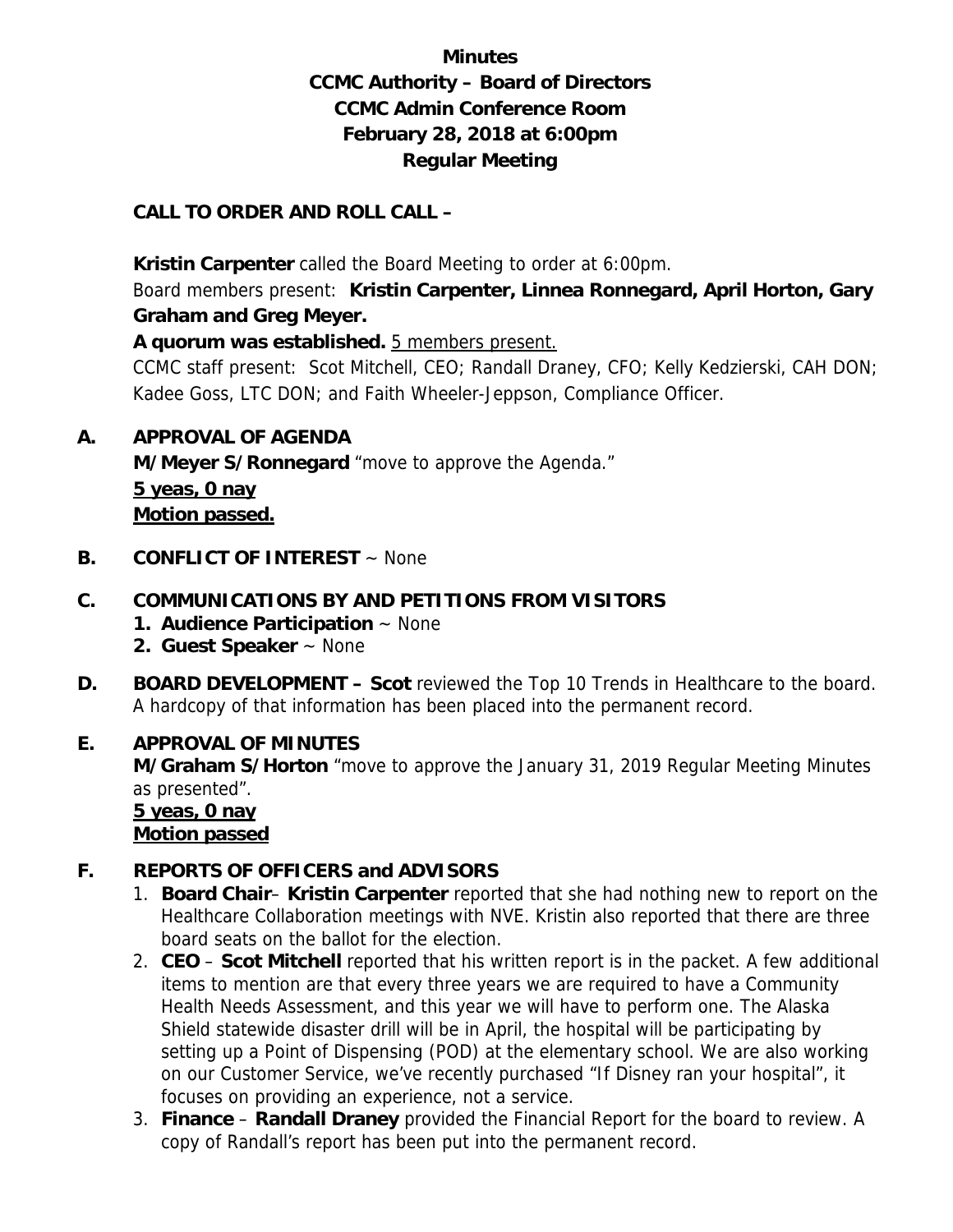# Minutes
# CCMC Authority – Board of Directors
# CCMC Admin Conference Room
# February 28, 2018 at 6:00pm
# Regular Meeting

**CALL TO ORDER AND ROLL CALL –**

**Kristin Carpenter** called the Board Meeting to order at 6:00pm.

Board members present: **Kristin Carpenter, Linnea Ronnegard, April Horton, Gary Graham and Greg Meyer.**

**A quorum was established.** 5 members present.

CCMC staff present: Scot Mitchell, CEO; Randall Draney, CFO; Kelly Kedzierski, CAH DON; Kadee Goss, LTC DON; and Faith Wheeler-Jeppson, Compliance Officer.

**A. APPROVAL OF AGENDA**

**M/Meyer S/Ronnegard** "move to approve the Agenda."

**5 yeas, 0 nay**

**Motion passed.**

**B. CONFLICT OF INTEREST** ~ None

**C. COMMUNICATIONS BY AND PETITIONS FROM VISITORS**

1. **Audience Participation** ~ None
2. **Guest Speaker** ~ None

**D. BOARD DEVELOPMENT – Scot** reviewed the Top 10 Trends in Healthcare to the board. A hardcopy of that information has been placed into the permanent record.

**E. APPROVAL OF MINUTES**

**M/Graham S/Horton** "move to approve the January 31, 2019 Regular Meeting Minutes as presented".

**5 yeas, 0 nay**

**Motion passed**

**F. REPORTS OF OFFICERS and ADVISORS**

1. **Board Chair**– **Kristin Carpenter** reported that she had nothing new to report on the Healthcare Collaboration meetings with NVE. Kristin also reported that there are three board seats on the ballot for the election.
2. **CEO** – **Scot Mitchell** reported that his written report is in the packet. A few additional items to mention are that every three years we are required to have a Community Health Needs Assessment, and this year we will have to perform one. The Alaska Shield statewide disaster drill will be in April, the hospital will be participating by setting up a Point of Dispensing (POD) at the elementary school. We are also working on our Customer Service, we've recently purchased "If Disney ran your hospital", it focuses on providing an experience, not a service.
3. **Finance** – **Randall Draney** provided the Financial Report for the board to review. A copy of Randall's report has been put into the permanent record.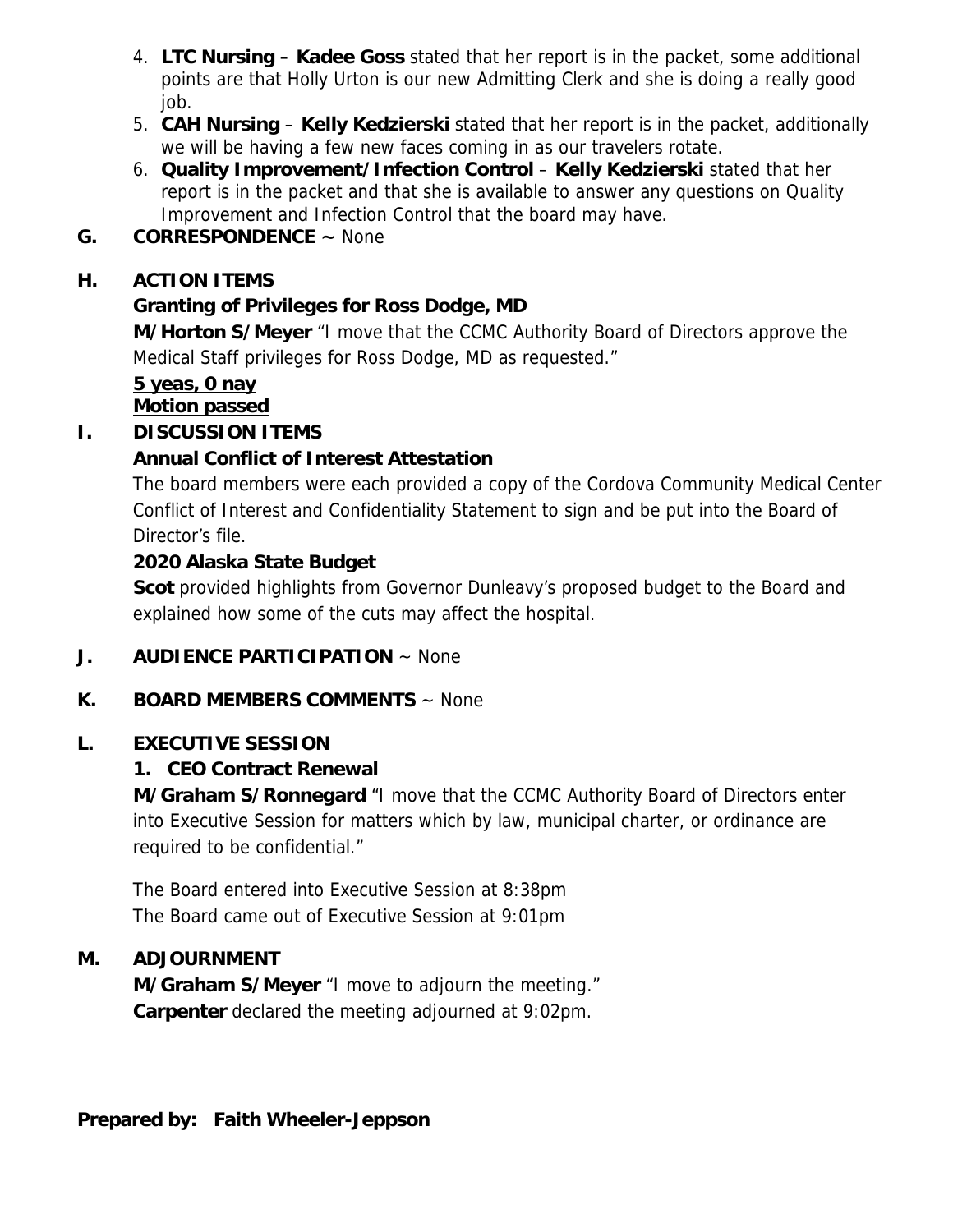4. **LTC Nursing** – **Kadee Goss** stated that her report is in the packet, some additional points are that Holly Urton is our new Admitting Clerk and she is doing a really good job.
5. **CAH Nursing** – **Kelly Kedzierski** stated that her report is in the packet, additionally we will be having a few new faces coming in as our travelers rotate.
6. **Quality Improvement/Infection Control** – **Kelly Kedzierski** stated that her report is in the packet and that she is available to answer any questions on Quality Improvement and Infection Control that the board may have.

**G. CORRESPONDENCE ~** None

**H. ACTION ITEMS**

**Granting of Privileges for Ross Dodge, MD**

**M/Horton S/Meyer** "I move that the CCMC Authority Board of Directors approve the Medical Staff privileges for Ross Dodge, MD as requested."

**5 yeas, 0 nay**
**Motion passed**

**I. DISCUSSION ITEMS**

**Annual Conflict of Interest Attestation**

The board members were each provided a copy of the Cordova Community Medical Center Conflict of Interest and Confidentiality Statement to sign and be put into the Board of Director's file.

**2020 Alaska State Budget**

**Scot** provided highlights from Governor Dunleavy's proposed budget to the Board and explained how some of the cuts may affect the hospital.

**J. AUDIENCE PARTICIPATION** ~ None

**K. BOARD MEMBERS COMMENTS** ~ None

**L. EXECUTIVE SESSION**

**1. CEO Contract Renewal**

**M/Graham S/Ronnegard** "I move that the CCMC Authority Board of Directors enter into Executive Session for matters which by law, municipal charter, or ordinance are required to be confidential."

The Board entered into Executive Session at 8:38pm
The Board came out of Executive Session at 9:01pm

**M. ADJOURNMENT**

**M/Graham S/Meyer** "I move to adjourn the meeting."
**Carpenter** declared the meeting adjourned at 9:02pm.

**Prepared by: Faith Wheeler-Jeppson**